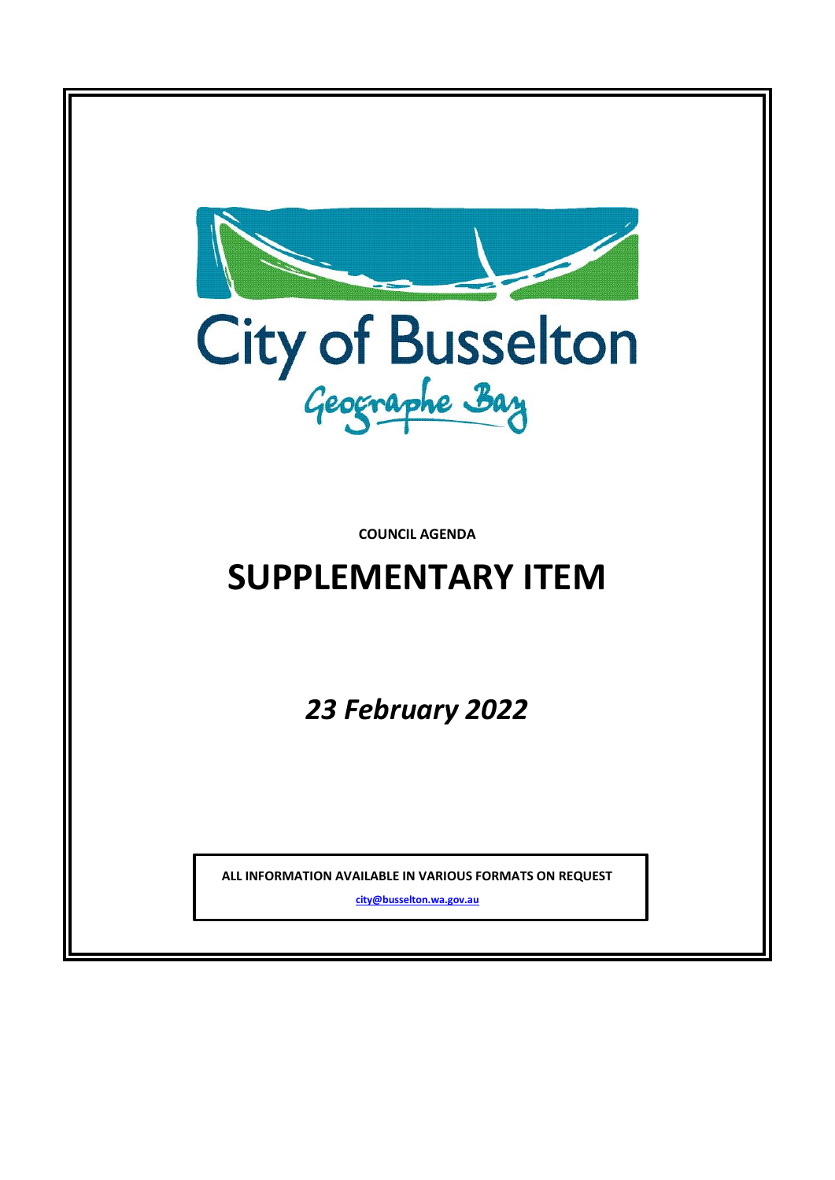City of Busselton

Geographe Bay

**COUNCIL AGENDA**

# SUPPLEMENTARY ITEM

***23 February 2022***

**ALL INFORMATION AVAILABLE IN VARIOUS FORMATS ON REQUEST**

**city@busselton.wa.gov.au**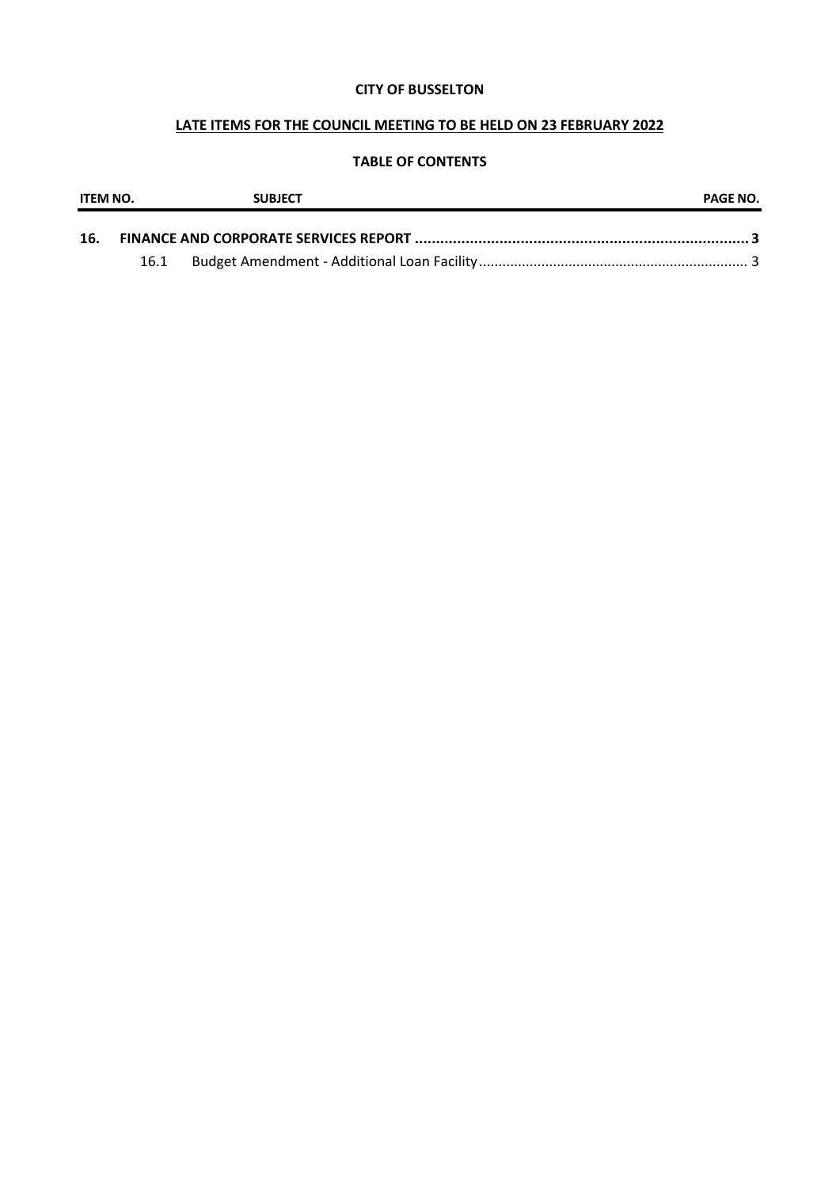**CITY OF BUSSELTON**

**LATE ITEMS FOR THE COUNCIL MEETING TO BE HELD ON 23 FEBRUARY 2022**

**TABLE OF CONTENTS**

| ITEM NO. | | SUBJECT | PAGE NO. |
|---|---|---|---|
| **16.** | | **FINANCE AND CORPORATE SERVICES REPORT** | **3** |
| | 16.1 | Budget Amendment - Additional Loan Facility | 3 |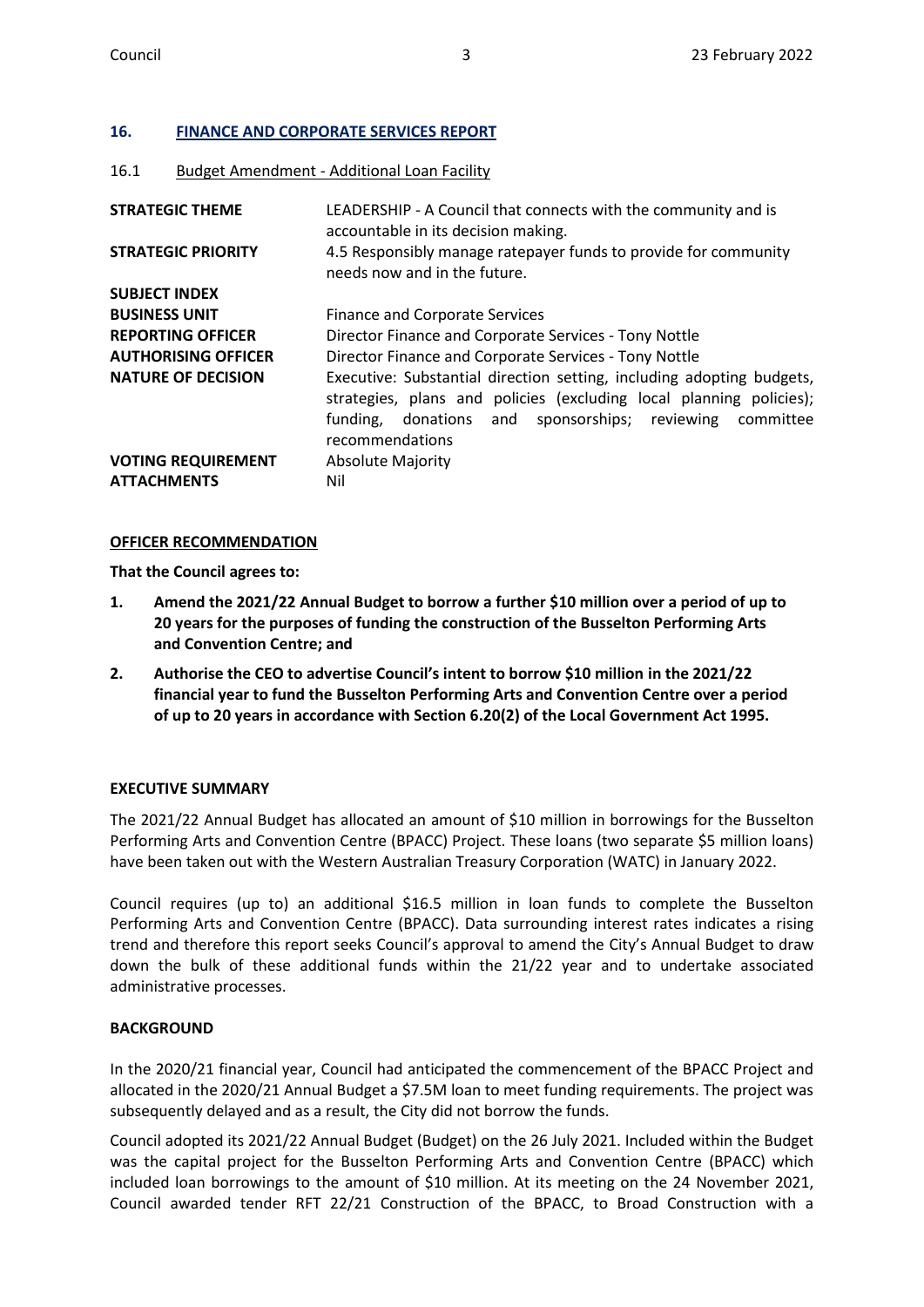## 16. FINANCE AND CORPORATE SERVICES REPORT

### 16.1 Budget Amendment - Additional Loan Facility

| | |
|---|---|
| **STRATEGIC THEME** | LEADERSHIP - A Council that connects with the community and is accountable in its decision making. |
| **STRATEGIC PRIORITY** | 4.5 Responsibly manage ratepayer funds to provide for community needs now and in the future. |
| **SUBJECT INDEX** | |
| **BUSINESS UNIT** | Finance and Corporate Services |
| **REPORTING OFFICER** | Director Finance and Corporate Services - Tony Nottle |
| **AUTHORISING OFFICER** | Director Finance and Corporate Services - Tony Nottle |
| **NATURE OF DECISION** | Executive: Substantial direction setting, including adopting budgets, strategies, plans and policies (excluding local planning policies); funding, donations and sponsorships; reviewing committee recommendations |
| **VOTING REQUIREMENT** | Absolute Majority |
| **ATTACHMENTS** | Nil |

**OFFICER RECOMMENDATION**

**That the Council agrees to:**

1. **Amend the 2021/22 Annual Budget to borrow a further $10 million over a period of up to 20 years for the purposes of funding the construction of the Busselton Performing Arts and Convention Centre; and**
2. **Authorise the CEO to advertise Council's intent to borrow $10 million in the 2021/22 financial year to fund the Busselton Performing Arts and Convention Centre over a period of up to 20 years in accordance with Section 6.20(2) of the Local Government Act 1995.**

**EXECUTIVE SUMMARY**

The 2021/22 Annual Budget has allocated an amount of $10 million in borrowings for the Busselton Performing Arts and Convention Centre (BPACC) Project. These loans (two separate $5 million loans) have been taken out with the Western Australian Treasury Corporation (WATC) in January 2022.

Council requires (up to) an additional $16.5 million in loan funds to complete the Busselton Performing Arts and Convention Centre (BPACC). Data surrounding interest rates indicates a rising trend and therefore this report seeks Council's approval to amend the City's Annual Budget to draw down the bulk of these additional funds within the 21/22 year and to undertake associated administrative processes.

**BACKGROUND**

In the 2020/21 financial year, Council had anticipated the commencement of the BPACC Project and allocated in the 2020/21 Annual Budget a $7.5M loan to meet funding requirements. The project was subsequently delayed and as a result, the City did not borrow the funds.

Council adopted its 2021/22 Annual Budget (Budget) on the 26 July 2021. Included within the Budget was the capital project for the Busselton Performing Arts and Convention Centre (BPACC) which included loan borrowings to the amount of $10 million. At its meeting on the 24 November 2021, Council awarded tender RFT 22/21 Construction of the BPACC, to Broad Construction with a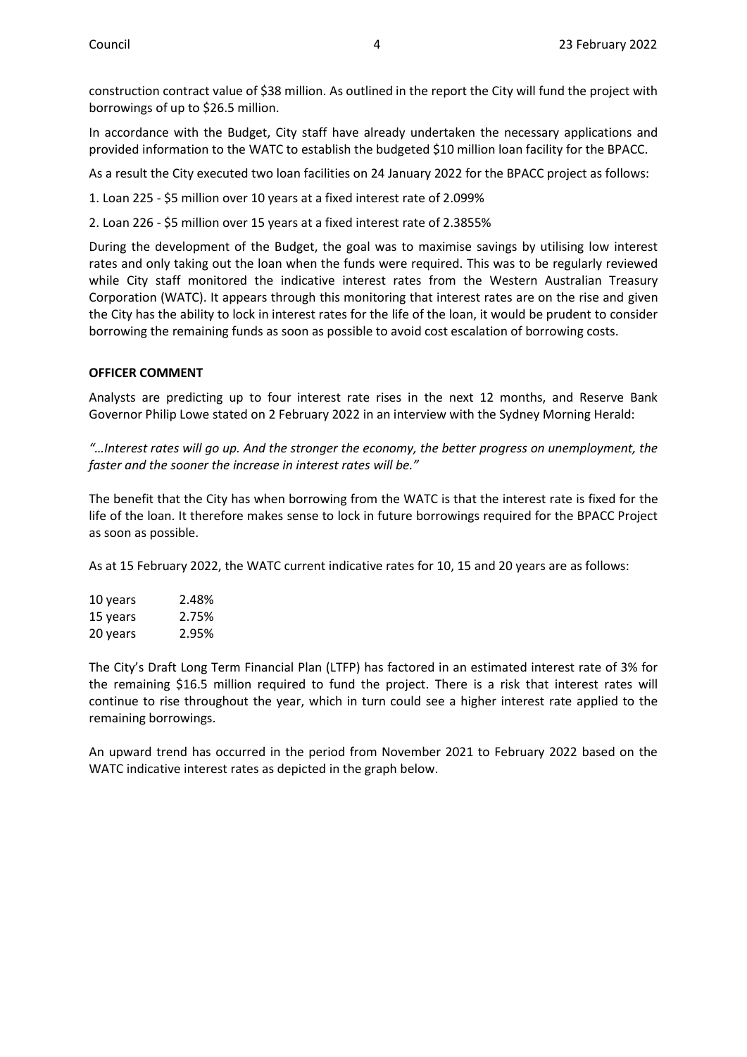construction contract value of $38 million. As outlined in the report the City will fund the project with borrowings of up to $26.5 million.

In accordance with the Budget, City staff have already undertaken the necessary applications and provided information to the WATC to establish the budgeted $10 million loan facility for the BPACC.

As a result the City executed two loan facilities on 24 January 2022 for the BPACC project as follows:

1. Loan 225 - $5 million over 10 years at a fixed interest rate of 2.099%
2. Loan 226 - $5 million over 15 years at a fixed interest rate of 2.3855%

During the development of the Budget, the goal was to maximise savings by utilising low interest rates and only taking out the loan when the funds were required. This was to be regularly reviewed while City staff monitored the indicative interest rates from the Western Australian Treasury Corporation (WATC). It appears through this monitoring that interest rates are on the rise and given the City has the ability to lock in interest rates for the life of the loan, it would be prudent to consider borrowing the remaining funds as soon as possible to avoid cost escalation of borrowing costs.

**OFFICER COMMENT**

Analysts are predicting up to four interest rate rises in the next 12 months, and Reserve Bank Governor Philip Lowe stated on 2 February 2022 in an interview with the Sydney Morning Herald:

*"…Interest rates will go up. And the stronger the economy, the better progress on unemployment, the faster and the sooner the increase in interest rates will be."*

The benefit that the City has when borrowing from the WATC is that the interest rate is fixed for the life of the loan. It therefore makes sense to lock in future borrowings required for the BPACC Project as soon as possible.

As at 15 February 2022, the WATC current indicative rates for 10, 15 and 20 years are as follows:

| | |
|---|---|
| 10 years | 2.48% |
| 15 years | 2.75% |
| 20 years | 2.95% |

The City's Draft Long Term Financial Plan (LTFP) has factored in an estimated interest rate of 3% for the remaining $16.5 million required to fund the project. There is a risk that interest rates will continue to rise throughout the year, which in turn could see a higher interest rate applied to the remaining borrowings.

An upward trend has occurred in the period from November 2021 to February 2022 based on the WATC indicative interest rates as depicted in the graph below.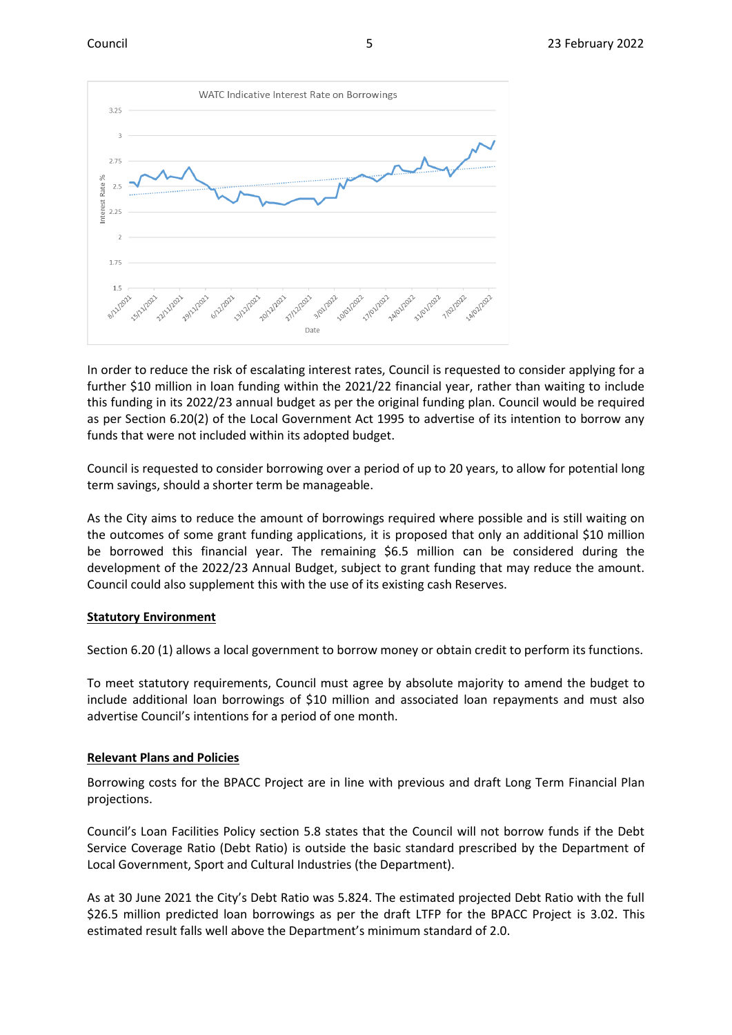In order to reduce the risk of escalating interest rates, Council is requested to consider applying for a further $10 million in loan funding within the 2021/22 financial year, rather than waiting to include this funding in its 2022/23 annual budget as per the original funding plan. Council would be required as per Section 6.20(2) of the Local Government Act 1995 to advertise of its intention to borrow any funds that were not included within its adopted budget.

Council is requested to consider borrowing over a period of up to 20 years, to allow for potential long term savings, should a shorter term be manageable.

As the City aims to reduce the amount of borrowings required where possible and is still waiting on the outcomes of some grant funding applications, it is proposed that only an additional $10 million be borrowed this financial year. The remaining $6.5 million can be considered during the development of the 2022/23 Annual Budget, subject to grant funding that may reduce the amount. Council could also supplement this with the use of its existing cash Reserves.

**Statutory Environment**

Section 6.20 (1) allows a local government to borrow money or obtain credit to perform its functions.

To meet statutory requirements, Council must agree by absolute majority to amend the budget to include additional loan borrowings of $10 million and associated loan repayments and must also advertise Council's intentions for a period of one month.

**Relevant Plans and Policies**

Borrowing costs for the BPACC Project are in line with previous and draft Long Term Financial Plan projections.

Council's Loan Facilities Policy section 5.8 states that the Council will not borrow funds if the Debt Service Coverage Ratio (Debt Ratio) is outside the basic standard prescribed by the Department of Local Government, Sport and Cultural Industries (the Department).

As at 30 June 2021 the City's Debt Ratio was 5.824. The estimated projected Debt Ratio with the full $26.5 million predicted loan borrowings as per the draft LTFP for the BPACC Project is 3.02. This estimated result falls well above the Department's minimum standard of 2.0.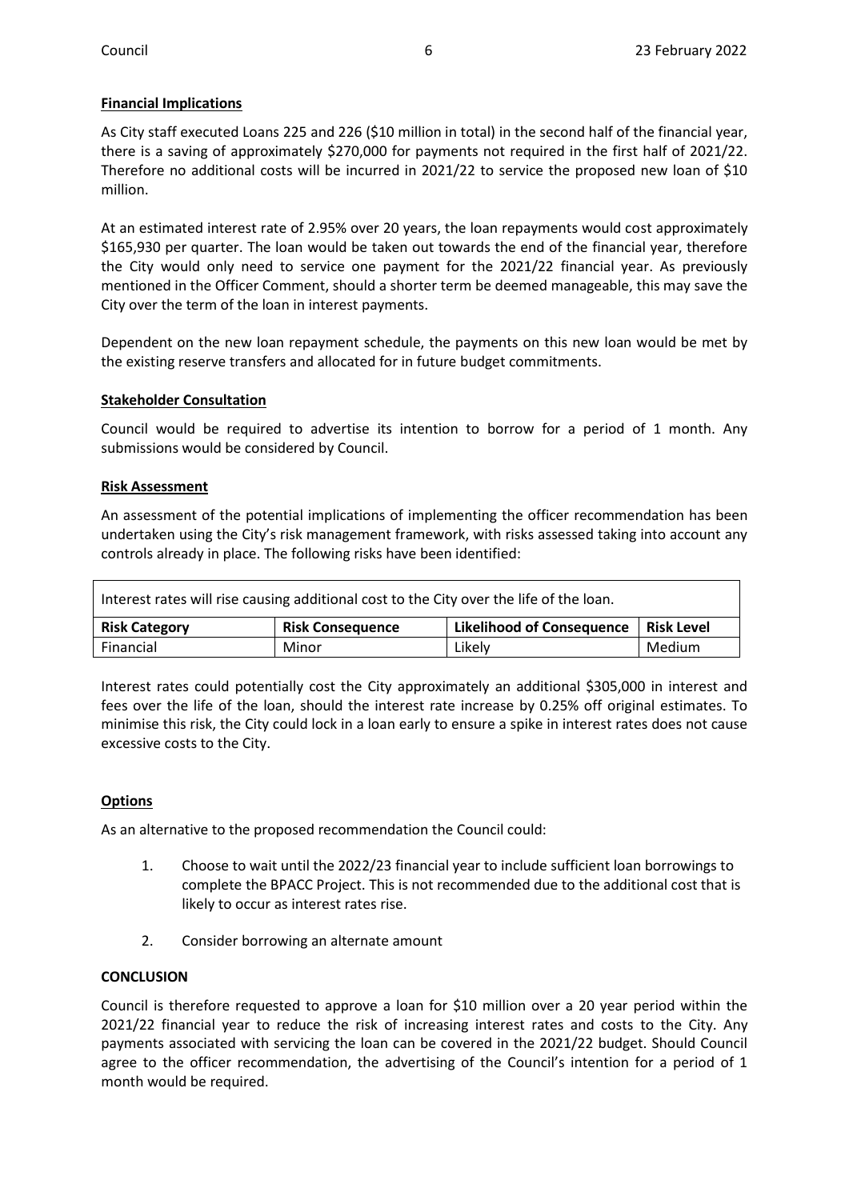**Financial Implications**

As City staff executed Loans 225 and 226 ($10 million in total) in the second half of the financial year, there is a saving of approximately $270,000 for payments not required in the first half of 2021/22. Therefore no additional costs will be incurred in 2021/22 to service the proposed new loan of $10 million.

At an estimated interest rate of 2.95% over 20 years, the loan repayments would cost approximately $165,930 per quarter. The loan would be taken out towards the end of the financial year, therefore the City would only need to service one payment for the 2021/22 financial year. As previously mentioned in the Officer Comment, should a shorter term be deemed manageable, this may save the City over the term of the loan in interest payments.

Dependent on the new loan repayment schedule, the payments on this new loan would be met by the existing reserve transfers and allocated for in future budget commitments.

**Stakeholder Consultation**

Council would be required to advertise its intention to borrow for a period of 1 month. Any submissions would be considered by Council.

**Risk Assessment**

An assessment of the potential implications of implementing the officer recommendation has been undertaken using the City's risk management framework, with risks assessed taking into account any controls already in place. The following risks have been identified:

| Interest rates will rise causing additional cost to the City over the life of the loan. | | | |
|---|---|---|---|
| **Risk Category** | **Risk Consequence** | **Likelihood of Consequence** | **Risk Level** |
| Financial | Minor | Likely | Medium |

Interest rates could potentially cost the City approximately an additional $305,000 in interest and fees over the life of the loan, should the interest rate increase by 0.25% off original estimates. To minimise this risk, the City could lock in a loan early to ensure a spike in interest rates does not cause excessive costs to the City.

**Options**

As an alternative to the proposed recommendation the Council could:

1. Choose to wait until the 2022/23 financial year to include sufficient loan borrowings to complete the BPACC Project. This is not recommended due to the additional cost that is likely to occur as interest rates rise.

2. Consider borrowing an alternate amount

**CONCLUSION**

Council is therefore requested to approve a loan for $10 million over a 20 year period within the 2021/22 financial year to reduce the risk of increasing interest rates and costs to the City. Any payments associated with servicing the loan can be covered in the 2021/22 budget. Should Council agree to the officer recommendation, the advertising of the Council's intention for a period of 1 month would be required.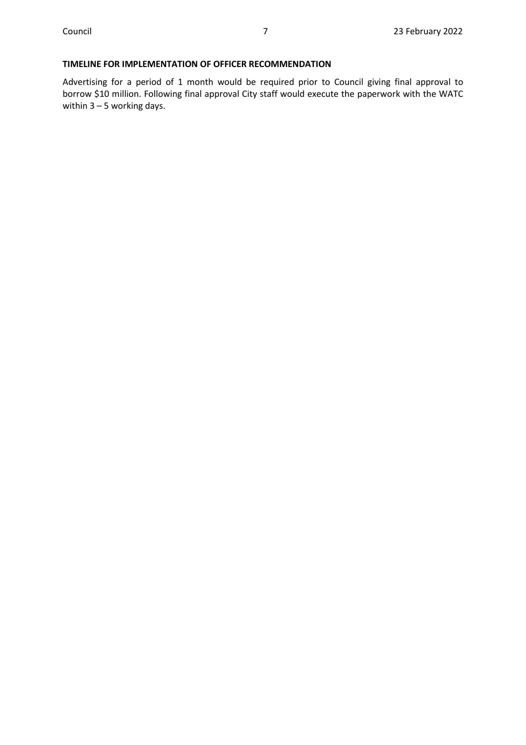**TIMELINE FOR IMPLEMENTATION OF OFFICER RECOMMENDATION**

Advertising for a period of 1 month would be required prior to Council giving final approval to borrow $10 million. Following final approval City staff would execute the paperwork with the WATC within 3 – 5 working days.